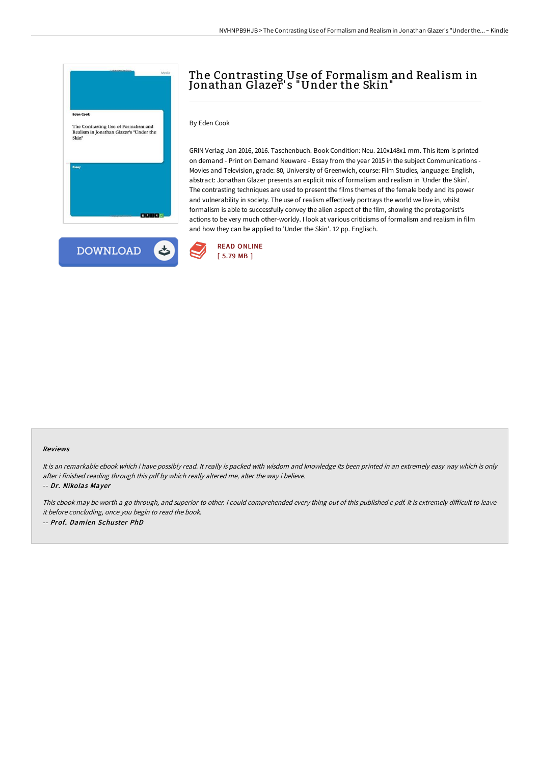# The Contrasting Use of Formalism and Realism in Jonathan Glazer's "Under the Skin"

By Eden Cook

GRIN Verlag Jan 2016, 2016. Taschenbuch. Book Condition: Neu. 210x148x1 mm. This item is printed on demand - Print on Demand Neuware - Essay from the year 2015 in the subject Communications - Movies and Television, grade: 80, University of Greenwich, course: Film Studies, language: English, abstract: Jonathan Glazer presents an explicit mix of formalism and realism in 'Under the Skin'. The contrasting techniques are used to present the films themes of the female body and its power and vulnerability in society. The use of realism effectively portrays the world we live in, whilst formalism is able to successfully convey the alien aspect of the film, showing the protagonist's actions to be very much other-worldly. I look at various criticisms of formalism and realism in film and how they can be applied to 'Under the Skin'. 12 pp. Englisch.

DOWNLOAD

READ ONLINE
[ 5.79 MB ]

## Reviews

*It is an remarkable ebook which i have possibly read. It really is packed with wisdom and knowledge Its been printed in an extremely easy way which is only after i finished reading through this pdf by which really altered me, alter the way i believe.*

*-- Dr. Nikolas Mayer*

*This ebook may be worth a go through, and superior to other. I could comprehended every thing out of this published e pdf. It is extremely difficult to leave it before concluding, once you begin to read the book.*

*-- Prof. Damien Schuster PhD*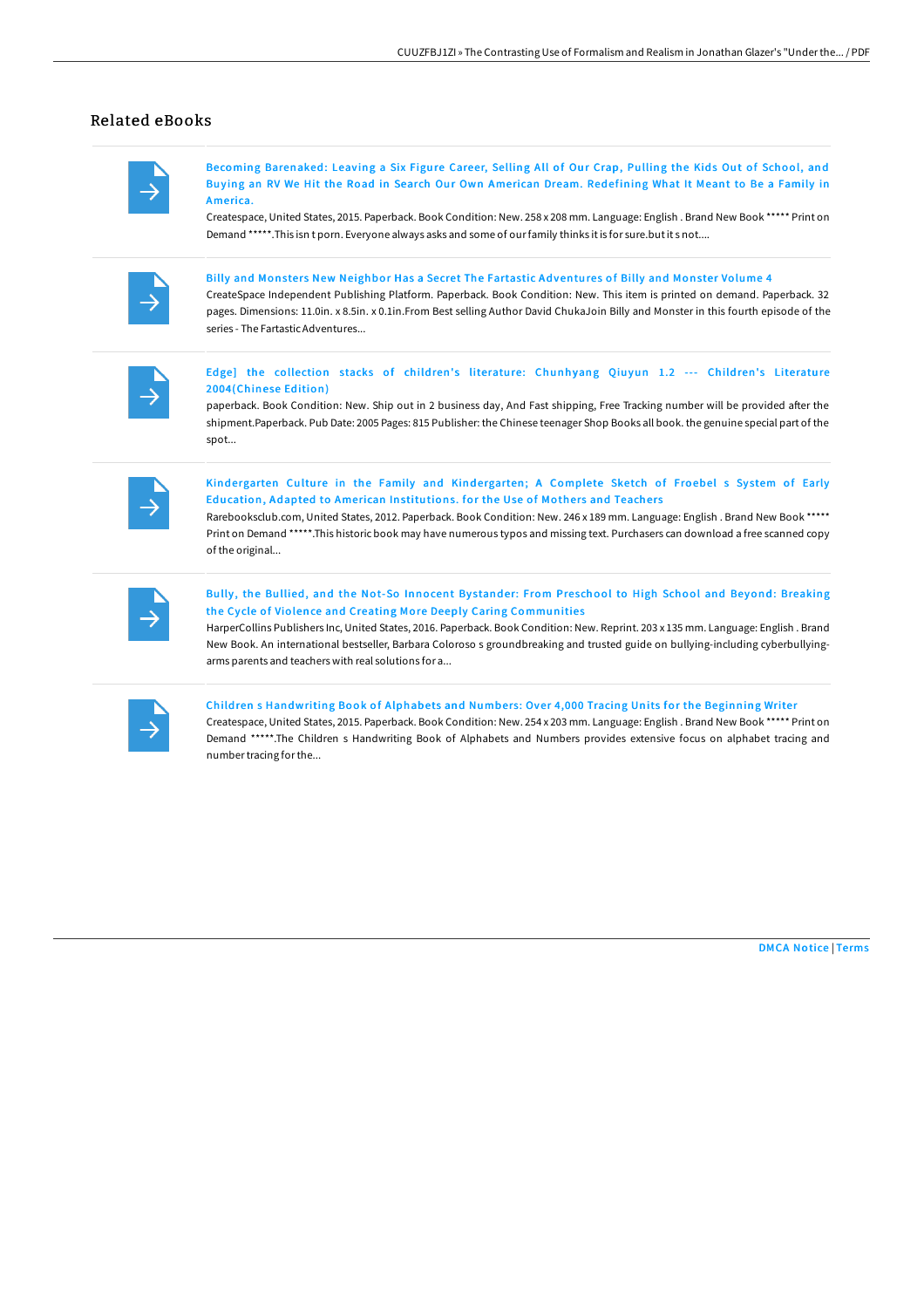## Related eBooks

**Becoming Barenaked: Leaving a Six Figure Career, Selling All of Our Crap, Pulling the Kids Out of School, and Buying an RV We Hit the Road in Search Our Own American Dream. Redefining What It Meant to Be a Family in America.**

Createspace, United States, 2015. Paperback. Book Condition: New. 258 x 208 mm. Language: English . Brand New Book ***** Print on Demand *****.This isn t porn. Everyone always asks and some of our family thinks it is for sure.but it s not....

**Billy and Monsters New Neighbor Has a Secret The Fartastic Adventures of Billy and Monster Volume 4**

CreateSpace Independent Publishing Platform. Paperback. Book Condition: New. This item is printed on demand. Paperback. 32 pages. Dimensions: 11.0in. x 8.5in. x 0.1in.From Best selling Author David ChukaJoin Billy and Monster in this fourth episode of the series - The Fartastic Adventures...

**Edge] the collection stacks of children's literature: Chunhyang Qiuyun 1.2 --- Children's Literature 2004(Chinese Edition)**

paperback. Book Condition: New. Ship out in 2 business day, And Fast shipping, Free Tracking number will be provided after the shipment.Paperback. Pub Date: 2005 Pages: 815 Publisher: the Chinese teenager Shop Books all book. the genuine special part of the spot...

**Kindergarten Culture in the Family and Kindergarten; A Complete Sketch of Froebel s System of Early Education, Adapted to American Institutions. for the Use of Mothers and Teachers**

Rarebooksclub.com, United States, 2012. Paperback. Book Condition: New. 246 x 189 mm. Language: English . Brand New Book ***** Print on Demand *****.This historic book may have numerous typos and missing text. Purchasers can download a free scanned copy of the original...

**Bully, the Bullied, and the Not-So Innocent Bystander: From Preschool to High School and Beyond: Breaking the Cycle of Violence and Creating More Deeply Caring Communities**

HarperCollins Publishers Inc, United States, 2016. Paperback. Book Condition: New. Reprint. 203 x 135 mm. Language: English . Brand New Book. An international bestseller, Barbara Coloroso s groundbreaking and trusted guide on bullying-including cyberbullying-arms parents and teachers with real solutions for a...

**Children s Handwriting Book of Alphabets and Numbers: Over 4,000 Tracing Units for the Beginning Writer**

Createspace, United States, 2015. Paperback. Book Condition: New. 254 x 203 mm. Language: English . Brand New Book ***** Print on Demand *****.The Children s Handwriting Book of Alphabets and Numbers provides extensive focus on alphabet tracing and number tracing for the...

DMCA Notice | Terms